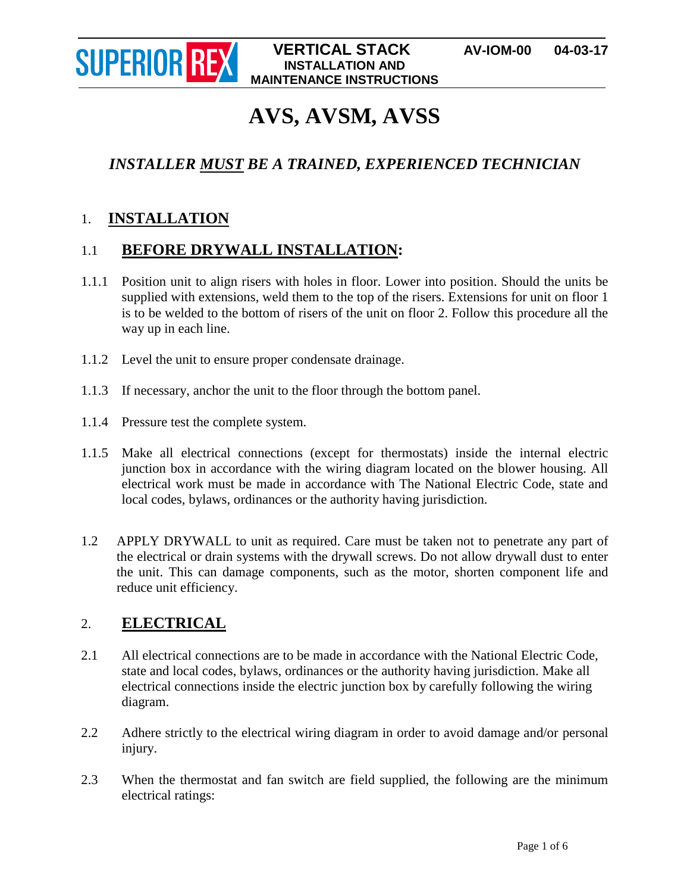# AVS, AVSM, AVSS

***INSTALLER MUST BE A TRAINED, EXPERIENCED TECHNICIAN***

## 1. INSTALLATION

### 1.1 BEFORE DRYWALL INSTALLATION:

1.1.1 Position unit to align risers with holes in floor. Lower into position. Should the units be supplied with extensions, weld them to the top of the risers. Extensions for unit on floor 1 is to be welded to the bottom of risers of the unit on floor 2. Follow this procedure all the way up in each line.

1.1.2 Level the unit to ensure proper condensate drainage.

1.1.3 If necessary, anchor the unit to the floor through the bottom panel.

1.1.4 Pressure test the complete system.

1.1.5 Make all electrical connections (except for thermostats) inside the internal electric junction box in accordance with the wiring diagram located on the blower housing. All electrical work must be made in accordance with The National Electric Code, state and local codes, bylaws, ordinances or the authority having jurisdiction.

1.2 APPLY DRYWALL to unit as required. Care must be taken not to penetrate any part of the electrical or drain systems with the drywall screws. Do not allow drywall dust to enter the unit. This can damage components, such as the motor, shorten component life and reduce unit efficiency.

## 2. ELECTRICAL

2.1 All electrical connections are to be made in accordance with the National Electric Code, state and local codes, bylaws, ordinances or the authority having jurisdiction. Make all electrical connections inside the electric junction box by carefully following the wiring diagram.

2.2 Adhere strictly to the electrical wiring diagram in order to avoid damage and/or personal injury.

2.3 When the thermostat and fan switch are field supplied, the following are the minimum electrical ratings: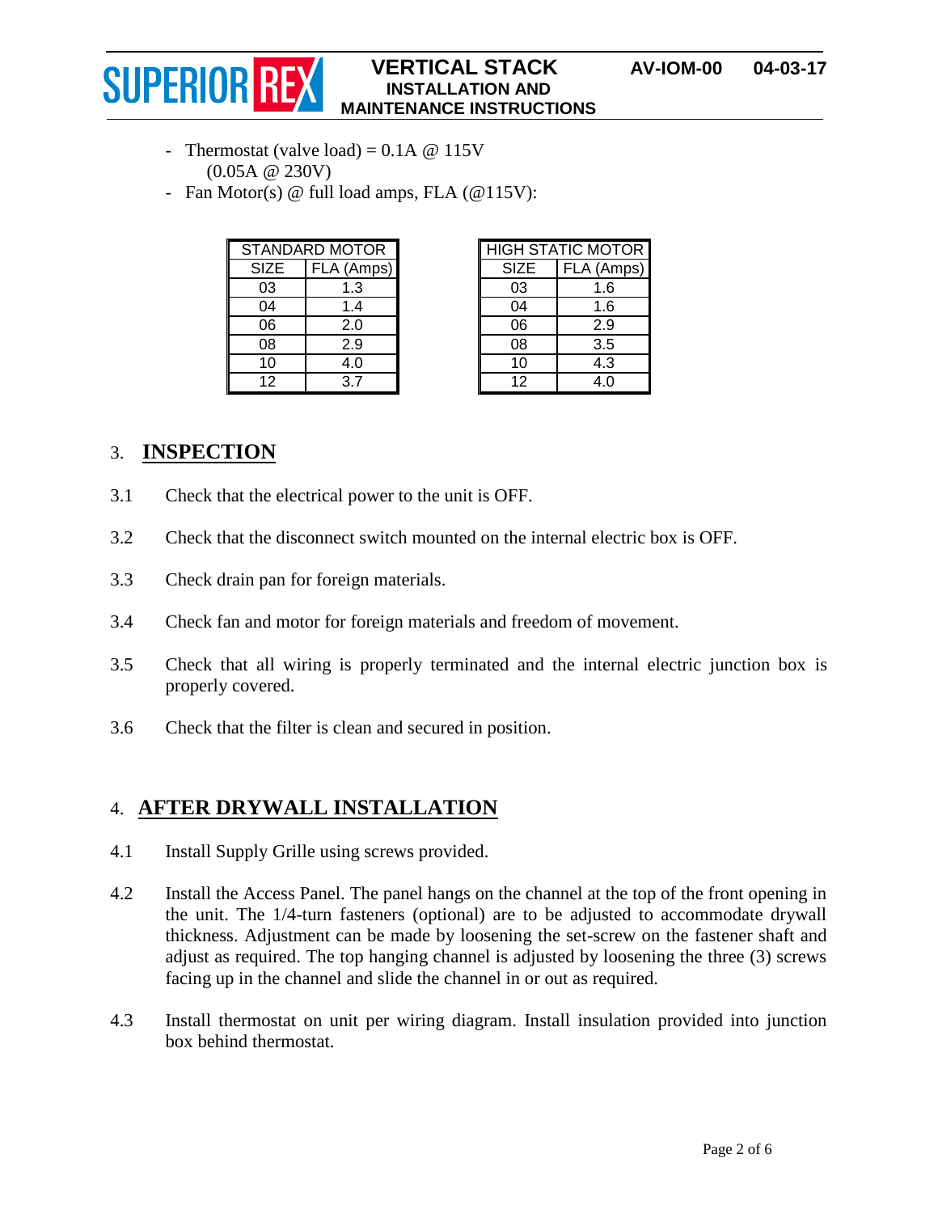- Thermostat (valve load) = 0.1A @ 115V
  (0.05A @ 230V)
- Fan Motor(s) @ full load amps, FLA (@115V):

| STANDARD MOTOR | |
|---|---|
| SIZE | FLA (Amps) |
| 03 | 1.3 |
| 04 | 1.4 |
| 06 | 2.0 |
| 08 | 2.9 |
| 10 | 4.0 |
| 12 | 3.7 |

| HIGH STATIC MOTOR | |
|---|---|
| SIZE | FLA (Amps) |
| 03 | 1.6 |
| 04 | 1.6 |
| 06 | 2.9 |
| 08 | 3.5 |
| 10 | 4.3 |
| 12 | 4.0 |

## 3. INSPECTION

3.1 Check that the electrical power to the unit is OFF.

3.2 Check that the disconnect switch mounted on the internal electric box is OFF.

3.3 Check drain pan for foreign materials.

3.4 Check fan and motor for foreign materials and freedom of movement.

3.5 Check that all wiring is properly terminated and the internal electric junction box is properly covered.

3.6 Check that the filter is clean and secured in position.

## 4. AFTER DRYWALL INSTALLATION

4.1 Install Supply Grille using screws provided.

4.2 Install the Access Panel. The panel hangs on the channel at the top of the front opening in the unit. The 1/4-turn fasteners (optional) are to be adjusted to accommodate drywall thickness. Adjustment can be made by loosening the set-screw on the fastener shaft and adjust as required. The top hanging channel is adjusted by loosening the three (3) screws facing up in the channel and slide the channel in or out as required.

4.3 Install thermostat on unit per wiring diagram. Install insulation provided into junction box behind thermostat.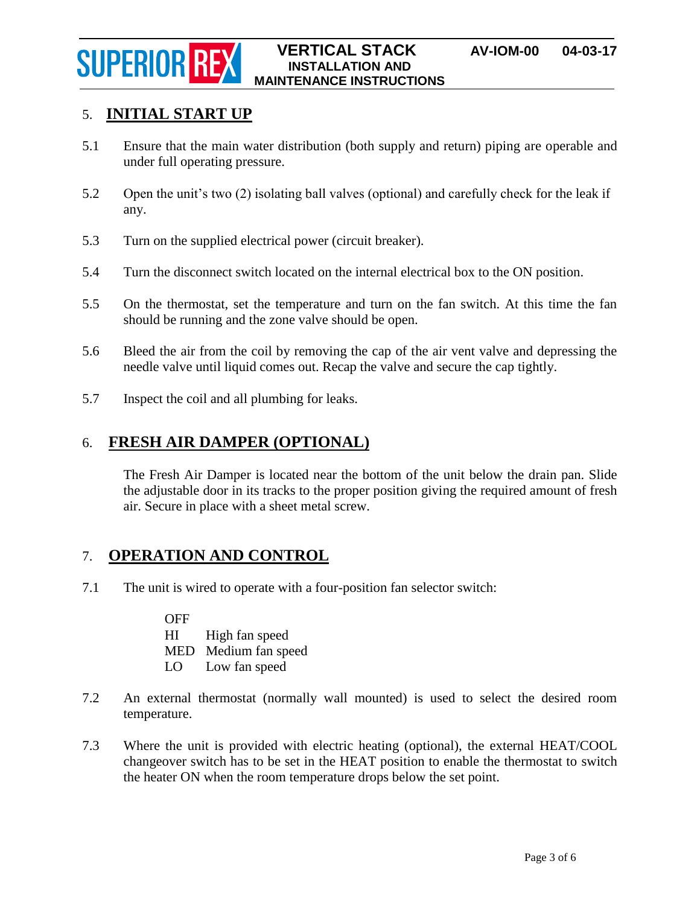## 5. INITIAL START UP

5.1 Ensure that the main water distribution (both supply and return) piping are operable and under full operating pressure.

5.2 Open the unit's two (2) isolating ball valves (optional) and carefully check for the leak if any.

5.3 Turn on the supplied electrical power (circuit breaker).

5.4 Turn the disconnect switch located on the internal electrical box to the ON position.

5.5 On the thermostat, set the temperature and turn on the fan switch. At this time the fan should be running and the zone valve should be open.

5.6 Bleed the air from the coil by removing the cap of the air vent valve and depressing the needle valve until liquid comes out. Recap the valve and secure the cap tightly.

5.7 Inspect the coil and all plumbing for leaks.

## 6. FRESH AIR DAMPER (OPTIONAL)

The Fresh Air Damper is located near the bottom of the unit below the drain pan. Slide the adjustable door in its tracks to the proper position giving the required amount of fresh air. Secure in place with a sheet metal screw.

## 7. OPERATION AND CONTROL

7.1 The unit is wired to operate with a four-position fan selector switch:

OFF
HI High fan speed
MED Medium fan speed
LO Low fan speed

7.2 An external thermostat (normally wall mounted) is used to select the desired room temperature.

7.3 Where the unit is provided with electric heating (optional), the external HEAT/COOL changeover switch has to be set in the HEAT position to enable the thermostat to switch the heater ON when the room temperature drops below the set point.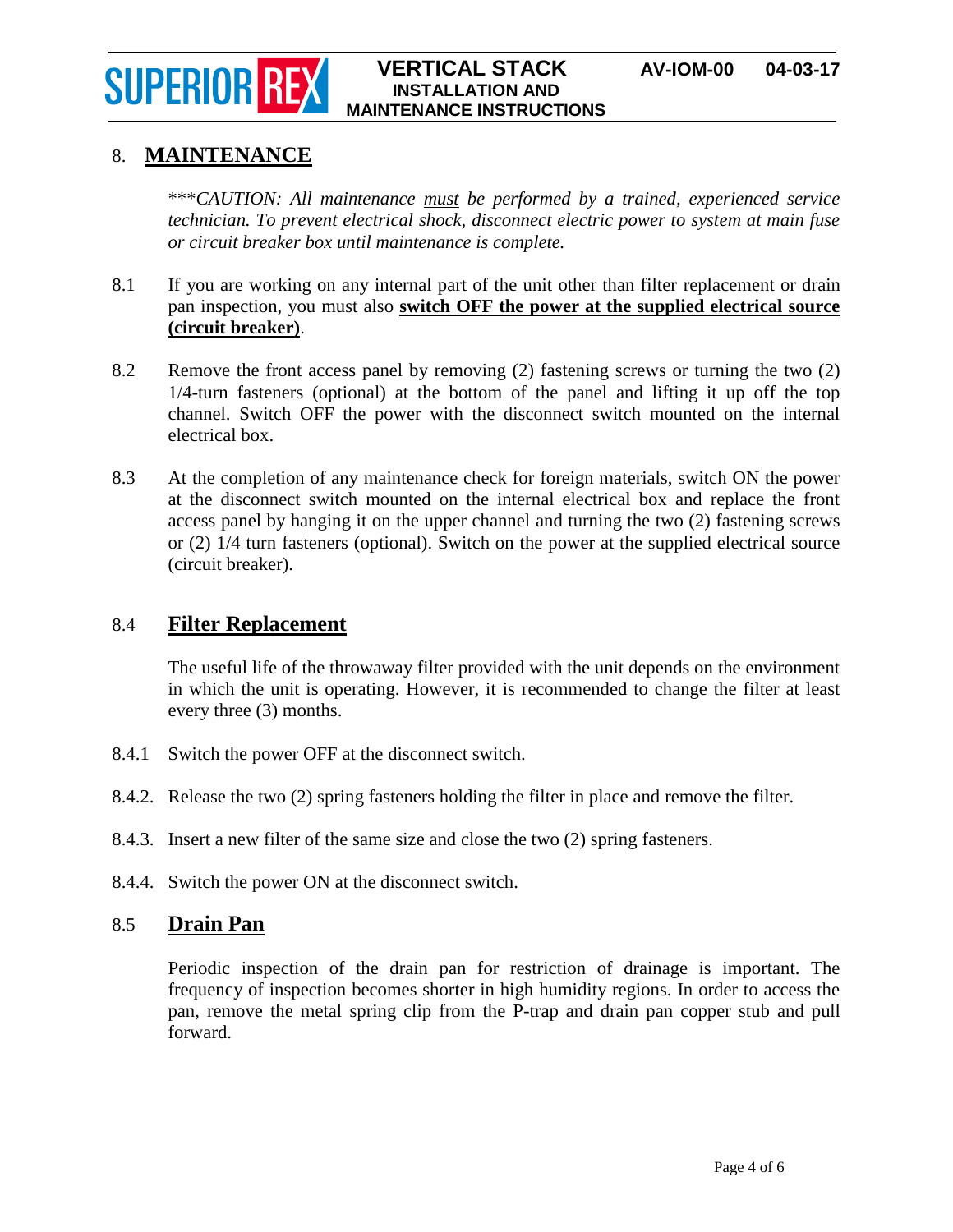## 8. MAINTENANCE

****CAUTION: All maintenance must be performed by a trained, experienced service technician. To prevent electrical shock, disconnect electric power to system at main fuse or circuit breaker box until maintenance is complete.*

8.1 If you are working on any internal part of the unit other than filter replacement or drain pan inspection, you must also **switch OFF the power at the supplied electrical source (circuit breaker)**.

8.2 Remove the front access panel by removing (2) fastening screws or turning the two (2) 1/4-turn fasteners (optional) at the bottom of the panel and lifting it up off the top channel. Switch OFF the power with the disconnect switch mounted on the internal electrical box.

8.3 At the completion of any maintenance check for foreign materials, switch ON the power at the disconnect switch mounted on the internal electrical box and replace the front access panel by hanging it on the upper channel and turning the two (2) fastening screws or (2) 1/4 turn fasteners (optional). Switch on the power at the supplied electrical source (circuit breaker).

### 8.4 Filter Replacement

The useful life of the throwaway filter provided with the unit depends on the environment in which the unit is operating. However, it is recommended to change the filter at least every three (3) months.

8.4.1 Switch the power OFF at the disconnect switch.

8.4.2. Release the two (2) spring fasteners holding the filter in place and remove the filter.

8.4.3. Insert a new filter of the same size and close the two (2) spring fasteners.

8.4.4. Switch the power ON at the disconnect switch.

### 8.5 Drain Pan

Periodic inspection of the drain pan for restriction of drainage is important. The frequency of inspection becomes shorter in high humidity regions. In order to access the pan, remove the metal spring clip from the P-trap and drain pan copper stub and pull forward.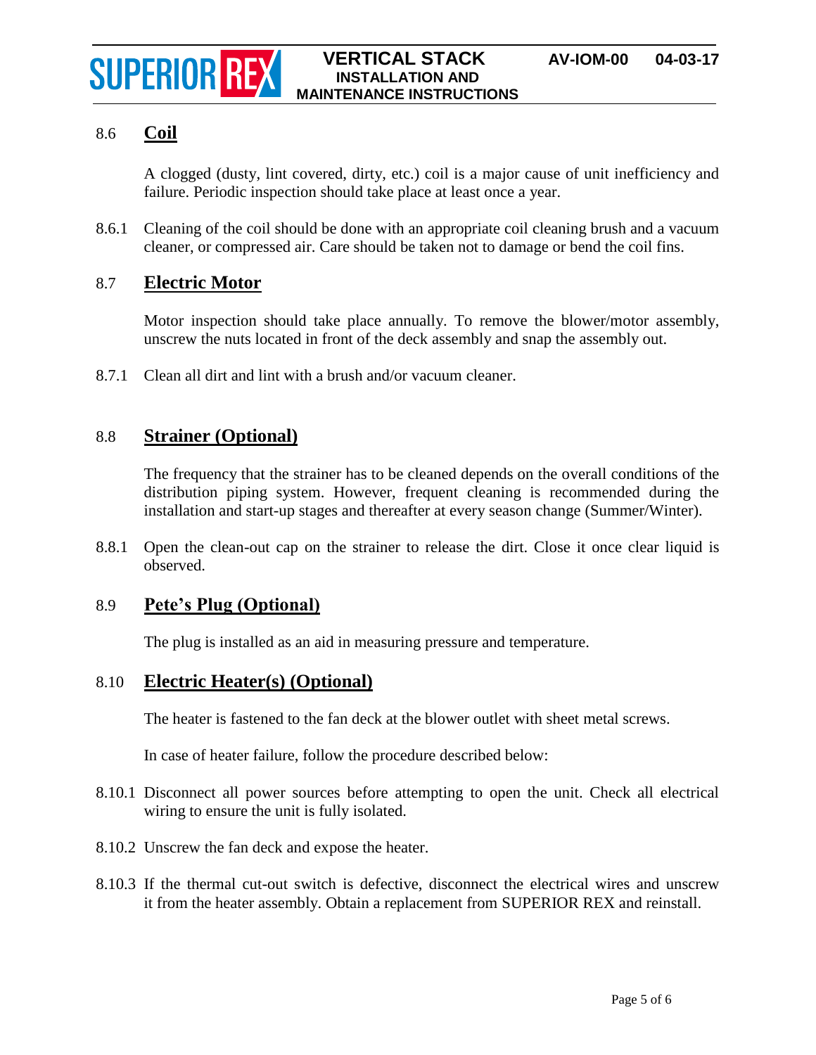## 8.6 Coil

A clogged (dusty, lint covered, dirty, etc.) coil is a major cause of unit inefficiency and failure. Periodic inspection should take place at least once a year.

8.6.1 Cleaning of the coil should be done with an appropriate coil cleaning brush and a vacuum cleaner, or compressed air. Care should be taken not to damage or bend the coil fins.

## 8.7 Electric Motor

Motor inspection should take place annually. To remove the blower/motor assembly, unscrew the nuts located in front of the deck assembly and snap the assembly out.

8.7.1 Clean all dirt and lint with a brush and/or vacuum cleaner.

## 8.8 Strainer (Optional)

The frequency that the strainer has to be cleaned depends on the overall conditions of the distribution piping system. However, frequent cleaning is recommended during the installation and start-up stages and thereafter at every season change (Summer/Winter).

8.8.1 Open the clean-out cap on the strainer to release the dirt. Close it once clear liquid is observed.

## 8.9 Pete's Plug (Optional)

The plug is installed as an aid in measuring pressure and temperature.

## 8.10 Electric Heater(s) (Optional)

The heater is fastened to the fan deck at the blower outlet with sheet metal screws.

In case of heater failure, follow the procedure described below:

8.10.1 Disconnect all power sources before attempting to open the unit. Check all electrical wiring to ensure the unit is fully isolated.

8.10.2 Unscrew the fan deck and expose the heater.

8.10.3 If the thermal cut-out switch is defective, disconnect the electrical wires and unscrew it from the heater assembly. Obtain a replacement from SUPERIOR REX and reinstall.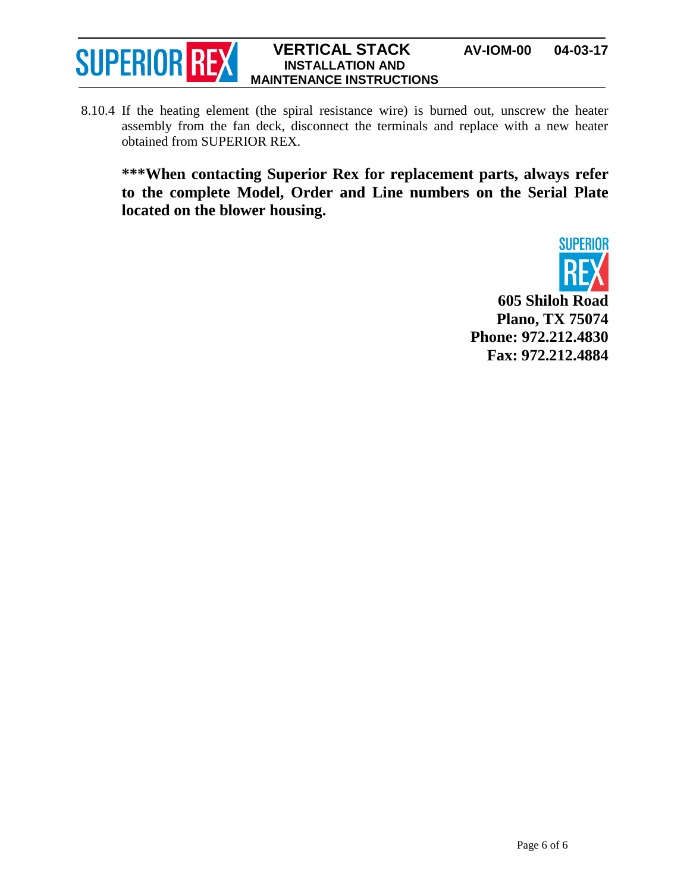8.10.4 If the heating element (the spiral resistance wire) is burned out, unscrew the heater assembly from the fan deck, disconnect the terminals and replace with a new heater obtained from SUPERIOR REX.

**\*\*\*When contacting Superior Rex for replacement parts, always refer to the complete Model, Order and Line numbers on the Serial Plate located on the blower housing.**

**605 Shiloh Road**
**Plano, TX 75074**
**Phone: 972.212.4830**
**Fax: 972.212.4884**